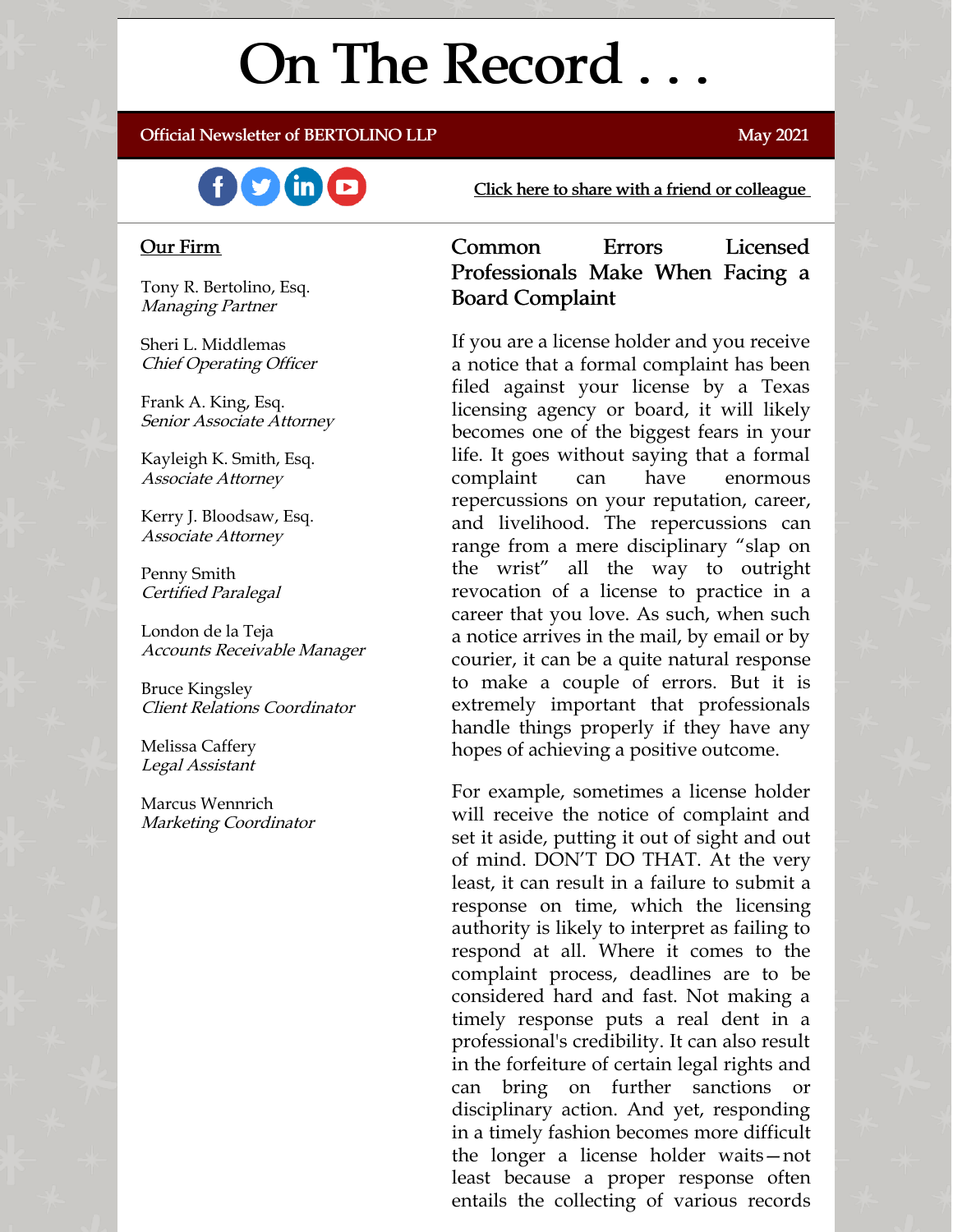# On The Record . . .

**Official Newsletter of BERTOLINO LLP** | **May 2021**

Click here to share with a friend or colleague

## Our Firm

Tony R. Bertolino, Esq.
*Managing Partner*

Sheri L. Middlemas
*Chief Operating Officer*

Frank A. King, Esq.
*Senior Associate Attorney*

Kayleigh K. Smith, Esq.
*Associate Attorney*

Kerry J. Bloodsaw, Esq.
*Associate Attorney*

Penny Smith
*Certified Paralegal*

London de la Teja
*Accounts Receivable Manager*

Bruce Kingsley
*Client Relations Coordinator*

Melissa Caffery
*Legal Assistant*

Marcus Wennrich
*Marketing Coordinator*

## Common Errors Licensed Professionals Make When Facing a Board Complaint

If you are a license holder and you receive a notice that a formal complaint has been filed against your license by a Texas licensing agency or board, it will likely becomes one of the biggest fears in your life. It goes without saying that a formal complaint can have enormous repercussions on your reputation, career, and livelihood. The repercussions can range from a mere disciplinary "slap on the wrist" all the way to outright revocation of a license to practice in a career that you love. As such, when such a notice arrives in the mail, by email or by courier, it can be a quite natural response to make a couple of errors. But it is extremely important that professionals handle things properly if they have any hopes of achieving a positive outcome.

For example, sometimes a license holder will receive the notice of complaint and set it aside, putting it out of sight and out of mind. DON'T DO THAT. At the very least, it can result in a failure to submit a response on time, which the licensing authority is likely to interpret as failing to respond at all. Where it comes to the complaint process, deadlines are to be considered hard and fast. Not making a timely response puts a real dent in a professional's credibility. It can also result in the forfeiture of certain legal rights and can bring on further sanctions or disciplinary action. And yet, responding in a timely fashion becomes more difficult the longer a license holder waits—not least because a proper response often entails the collecting of various records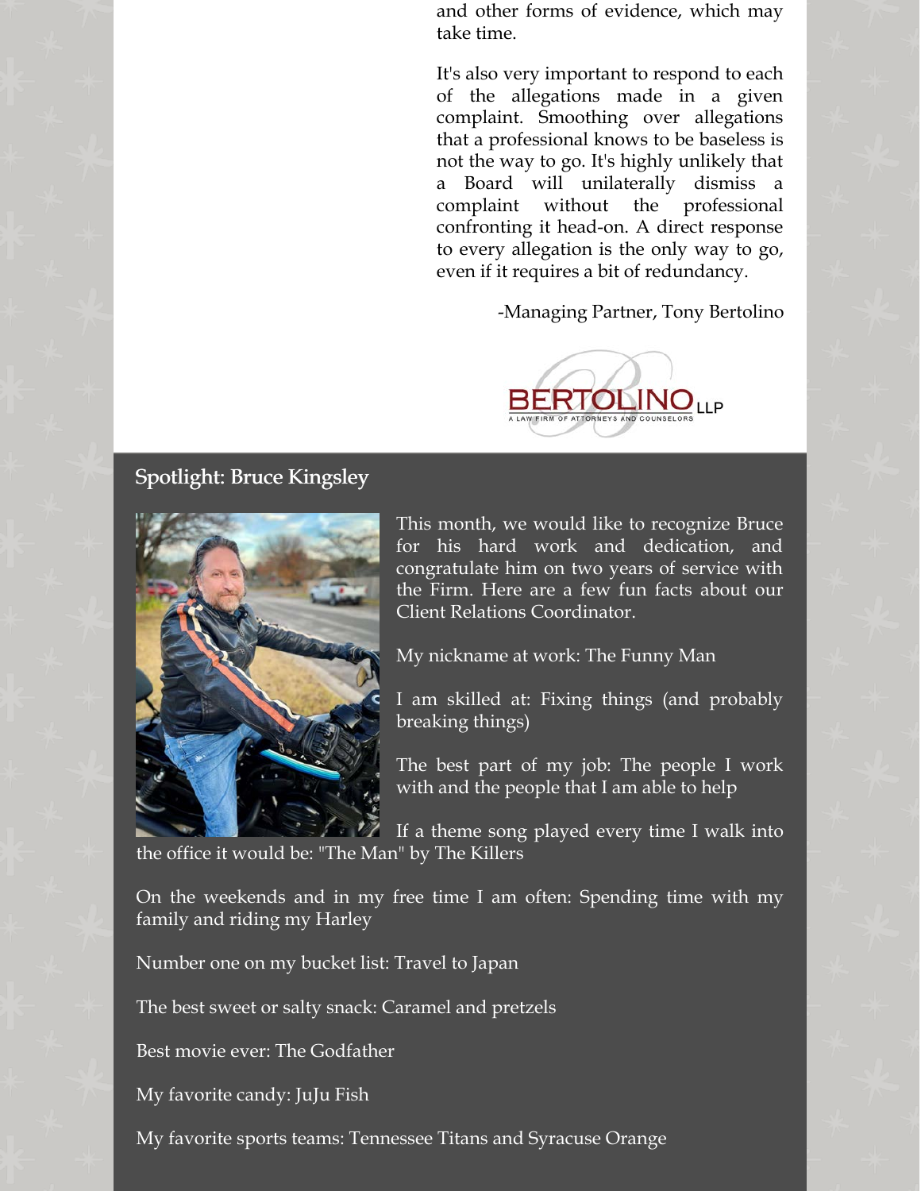and other forms of evidence, which may take time.

It's also very important to respond to each of the allegations made in a given complaint. Smoothing over allegations that a professional knows to be baseless is not the way to go. It's highly unlikely that a Board will unilaterally dismiss a complaint without the professional confronting it head-on. A direct response to every allegation is the only way to go, even if it requires a bit of redundancy.

-Managing Partner, Tony Bertolino

BERTOLINO LLP
A LAW FIRM OF ATTORNEYS AND COUNSELORS

## Spotlight: Bruce Kingsley

This month, we would like to recognize Bruce for his hard work and dedication, and congratulate him on two years of service with the Firm. Here are a few fun facts about our Client Relations Coordinator.

My nickname at work: The Funny Man

I am skilled at: Fixing things (and probably breaking things)

The best part of my job: The people I work with and the people that I am able to help

If a theme song played every time I walk into the office it would be: "The Man" by The Killers

On the weekends and in my free time I am often: Spending time with my family and riding my Harley

Number one on my bucket list: Travel to Japan

The best sweet or salty snack: Caramel and pretzels

Best movie ever: The Godfather

My favorite candy: JuJu Fish

My favorite sports teams: Tennessee Titans and Syracuse Orange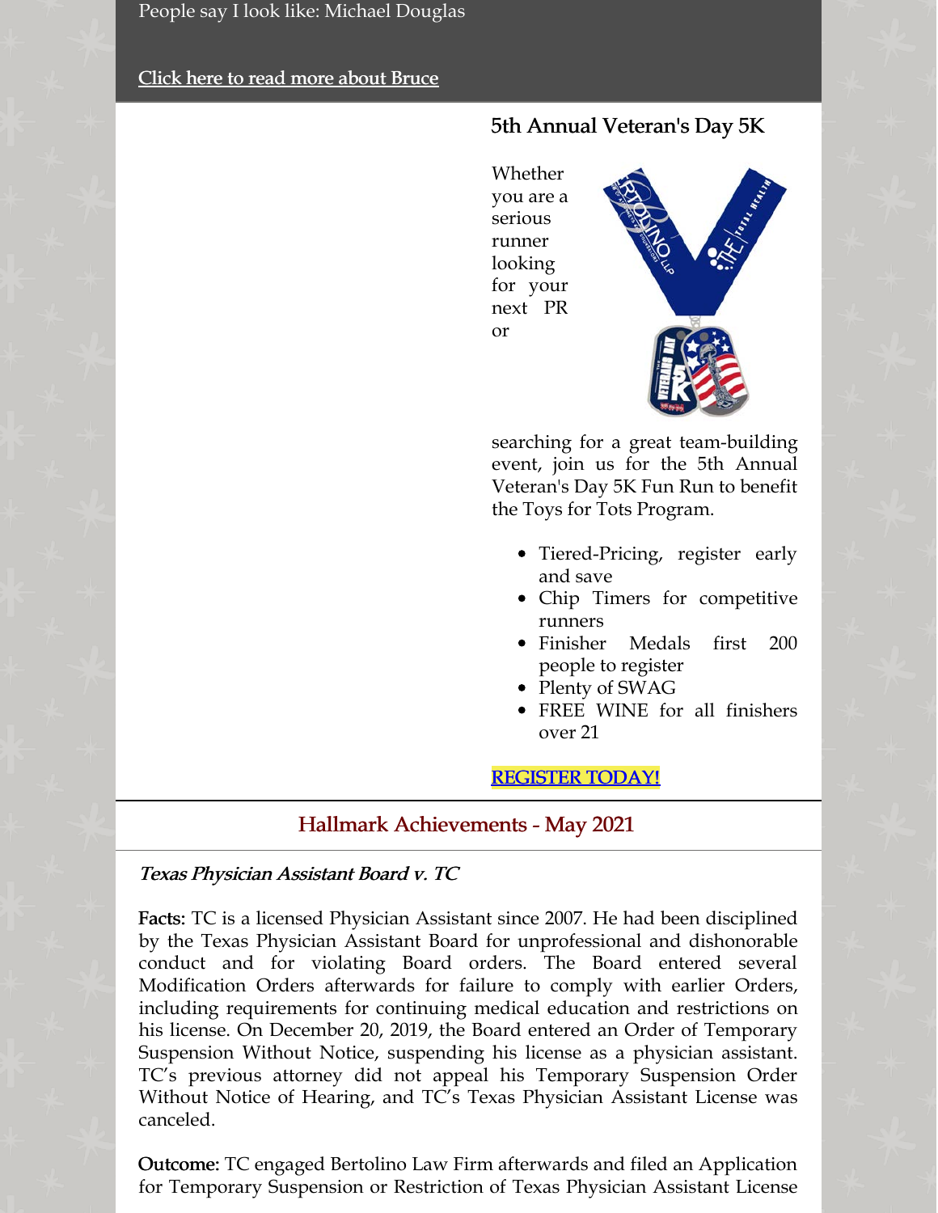People say I look like: Michael Douglas

[Click here to read more about Bruce]

### 5th Annual Veteran's Day 5K

Whether you are a serious runner looking for your next PR or searching for a great team-building event, join us for the 5th Annual Veteran's Day 5K Fun Run to benefit the Toys for Tots Program.

- Tiered-Pricing, register early and save
- Chip Timers for competitive runners
- Finisher Medals first 200 people to register
- Plenty of SWAG
- FREE WINE for all finishers over 21

[REGISTER TODAY!]

## Hallmark Achievements - May 2021

***Texas Physician Assistant Board v. TC***

**Facts:** TC is a licensed Physician Assistant since 2007. He had been disciplined by the Texas Physician Assistant Board for unprofessional and dishonorable conduct and for violating Board orders. The Board entered several Modification Orders afterwards for failure to comply with earlier Orders, including requirements for continuing medical education and restrictions on his license. On December 20, 2019, the Board entered an Order of Temporary Suspension Without Notice, suspending his license as a physician assistant. TC's previous attorney did not appeal his Temporary Suspension Order Without Notice of Hearing, and TC's Texas Physician Assistant License was canceled.

**Outcome:** TC engaged Bertolino Law Firm afterwards and filed an Application for Temporary Suspension or Restriction of Texas Physician Assistant License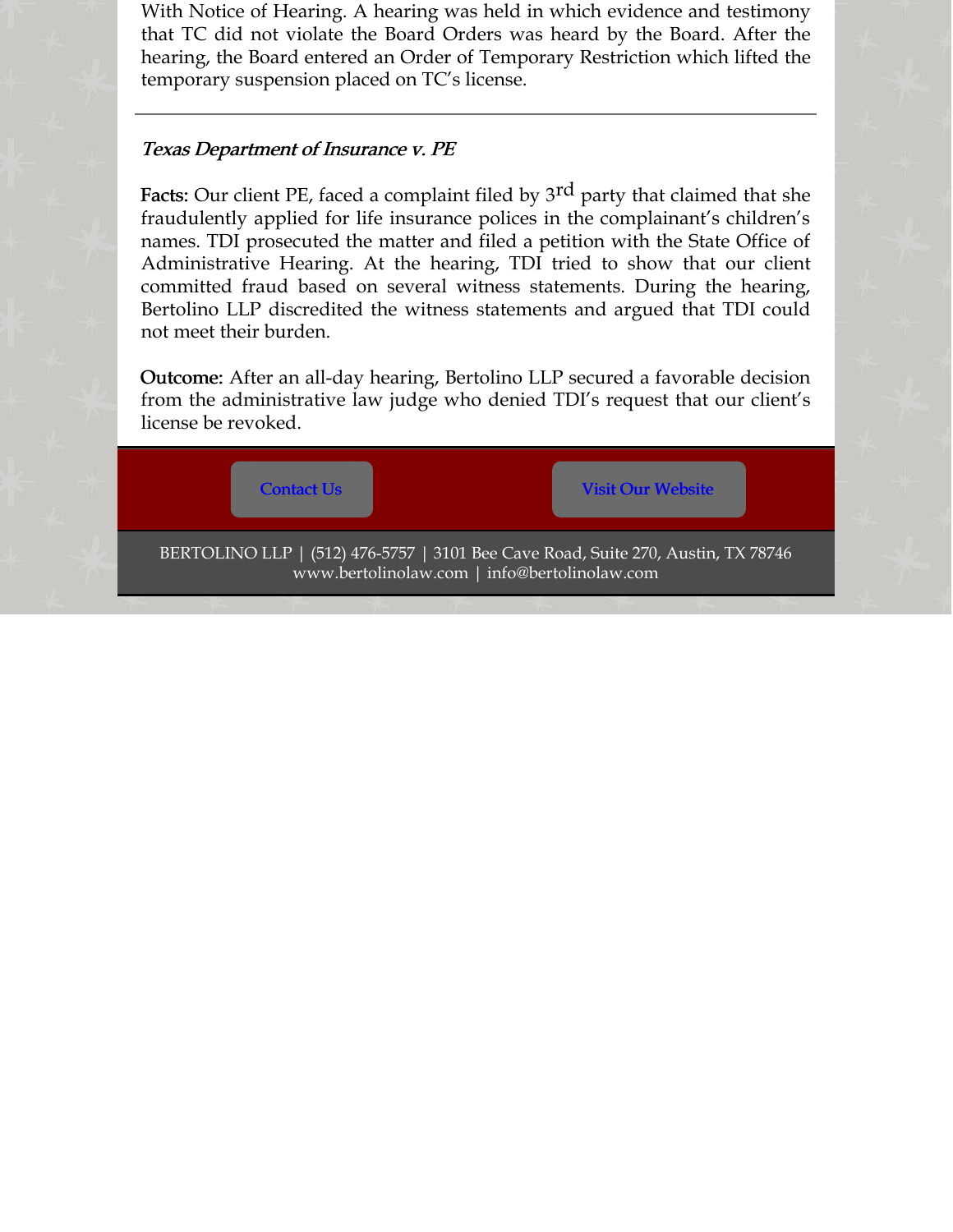With Notice of Hearing. A hearing was held in which evidence and testimony that TC did not violate the Board Orders was heard by the Board. After the hearing, the Board entered an Order of Temporary Restriction which lifted the temporary suspension placed on TC's license.

---

***Texas Department of Insurance v. PE***

**Facts:** Our client PE, faced a complaint filed by 3rd party that claimed that she fraudulently applied for life insurance polices in the complainant's children's names. TDI prosecuted the matter and filed a petition with the State Office of Administrative Hearing. At the hearing, TDI tried to show that our client committed fraud based on several witness statements. During the hearing, Bertolino LLP discredited the witness statements and argued that TDI could not meet their burden.

**Outcome:** After an all-day hearing, Bertolino LLP secured a favorable decision from the administrative law judge who denied TDI's request that our client's license be revoked.

Contact Us

Visit Our Website

BERTOLINO LLP | (512) 476-5757 | 3101 Bee Cave Road, Suite 270, Austin, TX 78746
www.bertolinolaw.com | info@bertolinolaw.com